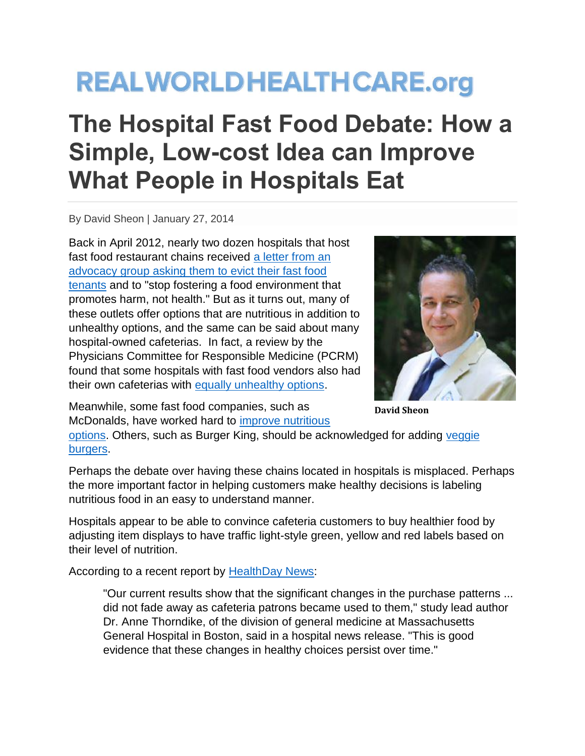# REALWORLDHEALTHCARE.org

# The Hospital Fast Food Debate: How a Simple, Low-cost Idea can Improve What People in Hospitals Eat

By David Sheon | January 27, 2014

Back in April 2012, nearly two dozen hospitals that host fast food restaurant chains received [a letter from an advocacy group asking them to evict their fast food tenants]() and to "stop fostering a food environment that promotes harm, not health." But as it turns out, many of these outlets offer options that are nutritious in addition to unhealthy options, and the same can be said about many hospital-owned cafeterias. In fact, a review by the Physicians Committee for Responsible Medicine (PCRM) found that some hospitals with fast food vendors also had their own cafeterias with [equally unhealthy options]().

David Sheon

Meanwhile, some fast food companies, such as McDonalds, have worked hard to [improve nutritious options](). Others, such as Burger King, should be acknowledged for adding [veggie burgers]().

Perhaps the debate over having these chains located in hospitals is misplaced. Perhaps the more important factor in helping customers make healthy decisions is labeling nutritious food in an easy to understand manner.

Hospitals appear to be able to convince cafeteria customers to buy healthier food by adjusting item displays to have traffic light-style green, yellow and red labels based on their level of nutrition.

According to a recent report by [HealthDay News]():

> "Our current results show that the significant changes in the purchase patterns ... did not fade away as cafeteria patrons became used to them," study lead author Dr. Anne Thorndike, of the division of general medicine at Massachusetts General Hospital in Boston, said in a hospital news release. "This is good evidence that these changes in healthy choices persist over time."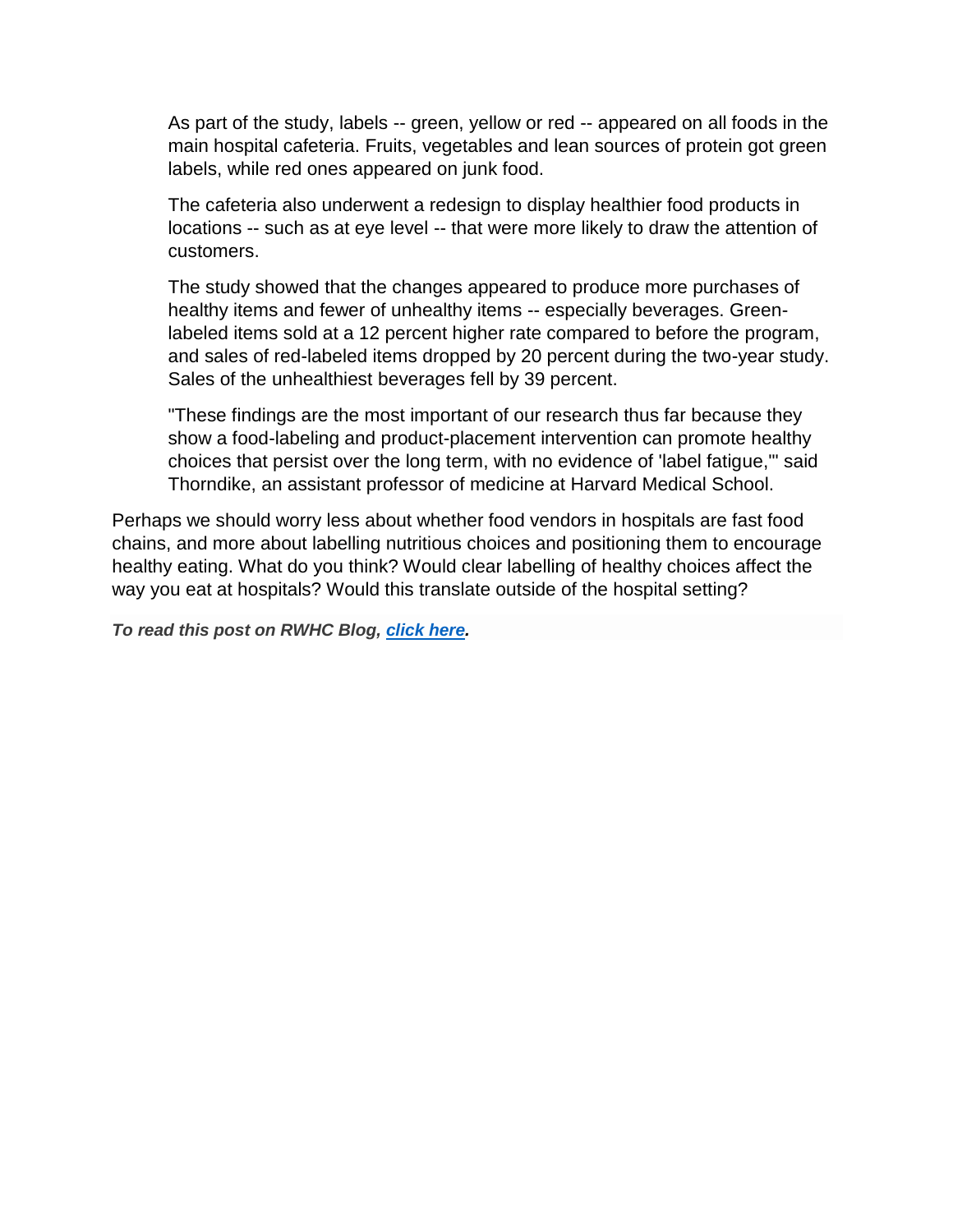> As part of the study, labels -- green, yellow or red -- appeared on all foods in the main hospital cafeteria. Fruits, vegetables and lean sources of protein got green labels, while red ones appeared on junk food.
>
> The cafeteria also underwent a redesign to display healthier food products in locations -- such as at eye level -- that were more likely to draw the attention of customers.
>
> The study showed that the changes appeared to produce more purchases of healthy items and fewer of unhealthy items -- especially beverages. Green-labeled items sold at a 12 percent higher rate compared to before the program, and sales of red-labeled items dropped by 20 percent during the two-year study. Sales of the unhealthiest beverages fell by 39 percent.
>
> "These findings are the most important of our research thus far because they show a food-labeling and product-placement intervention can promote healthy choices that persist over the long term, with no evidence of 'label fatigue,'" said Thorndike, an assistant professor of medicine at Harvard Medical School.

Perhaps we should worry less about whether food vendors in hospitals are fast food chains, and more about labelling nutritious choices and positioning them to encourage healthy eating. What do you think? Would clear labelling of healthy choices affect the way you eat at hospitals? Would this translate outside of the hospital setting?

***To read this post on RWHC Blog, click here.***